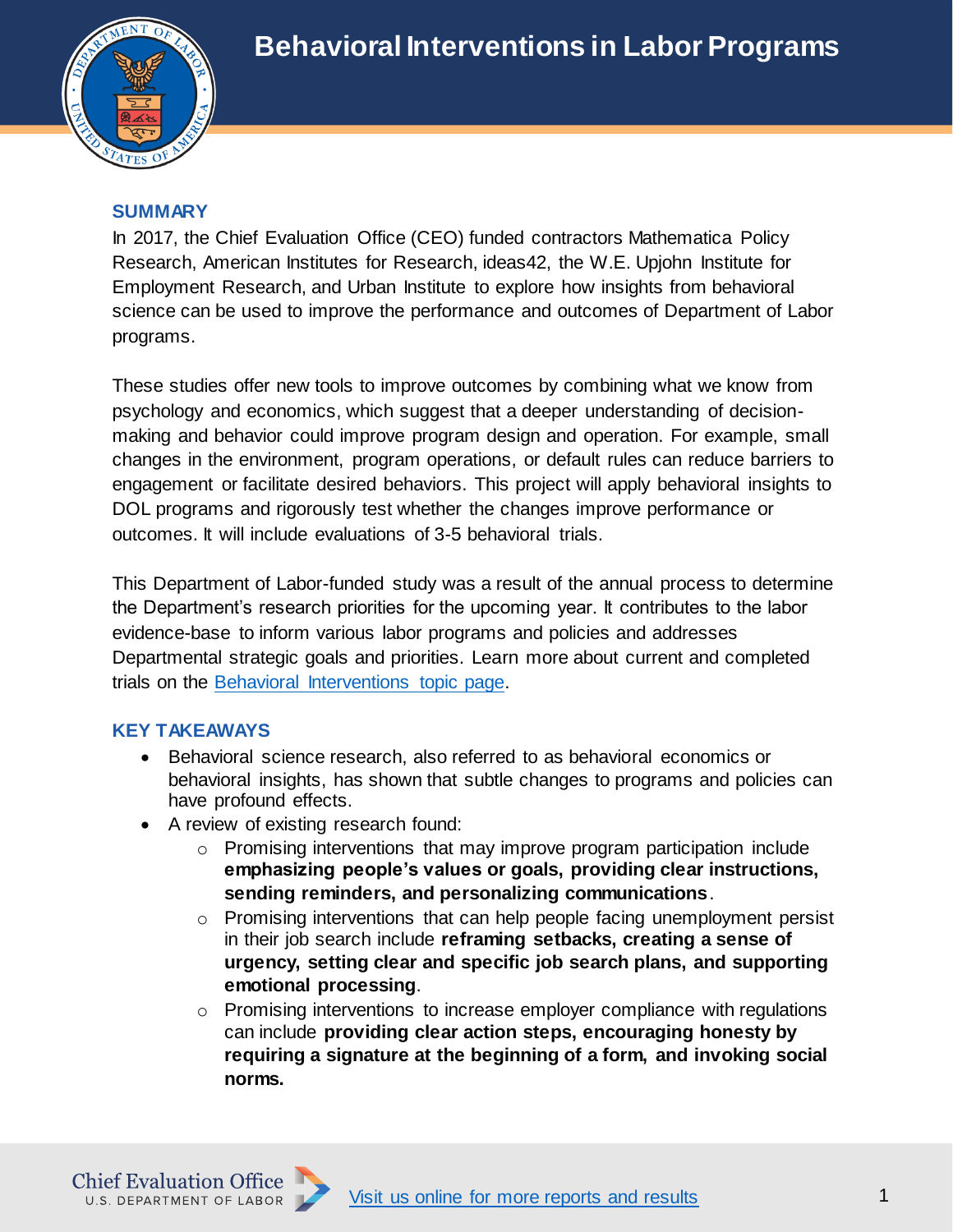# Behavioral Interventions in Labor Programs

## SUMMARY

In 2017, the Chief Evaluation Office (CEO) funded contractors Mathematica Policy Research, American Institutes for Research, ideas42, the W.E. Upjohn Institute for Employment Research, and Urban Institute to explore how insights from behavioral science can be used to improve the performance and outcomes of Department of Labor programs.

These studies offer new tools to improve outcomes by combining what we know from psychology and economics, which suggest that a deeper understanding of decision-making and behavior could improve program design and operation. For example, small changes in the environment, program operations, or default rules can reduce barriers to engagement or facilitate desired behaviors. This project will apply behavioral insights to DOL programs and rigorously test whether the changes improve performance or outcomes. It will include evaluations of 3-5 behavioral trials.

This Department of Labor-funded study was a result of the annual process to determine the Department's research priorities for the upcoming year. It contributes to the labor evidence-base to inform various labor programs and policies and addresses Departmental strategic goals and priorities. Learn more about current and completed trials on the Behavioral Interventions topic page.

## KEY TAKEAWAYS

- Behavioral science research, also referred to as behavioral economics or behavioral insights, has shown that subtle changes to programs and policies can have profound effects.
- A review of existing research found:
  - Promising interventions that may improve program participation include **emphasizing people's values or goals, providing clear instructions, sending reminders, and personalizing communications**.
  - Promising interventions that can help people facing unemployment persist in their job search include **reframing setbacks, creating a sense of urgency, setting clear and specific job search plans, and supporting emotional processing**.
  - Promising interventions to increase employer compliance with regulations can include **providing clear action steps, encouraging honesty by requiring a signature at the beginning of a form, and invoking social norms.**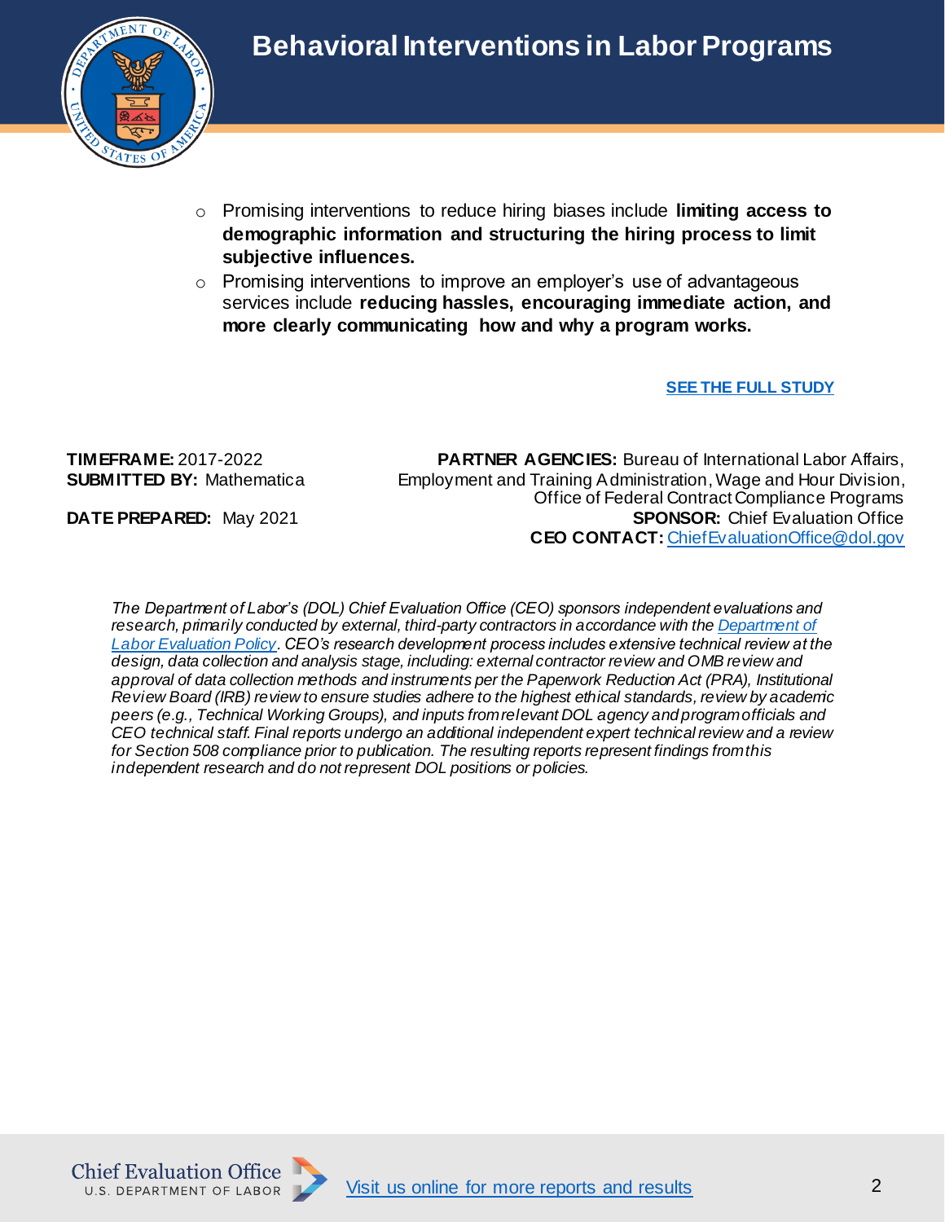- Promising interventions to reduce hiring biases include **limiting access to demographic information and structuring the hiring process to limit subjective influences.**
- Promising interventions to improve an employer's use of advantageous services include **reducing hassles, encouraging immediate action, and more clearly communicating how and why a program works.**

**SEE THE FULL STUDY**

**TIMEFRAME:** 2017-2022
**SUBMITTED BY:** Mathematica

**DATE PREPARED:** May 2021

**PARTNER AGENCIES:** Bureau of International Labor Affairs, Employment and Training Administration, Wage and Hour Division, Office of Federal Contract Compliance Programs
**SPONSOR:** Chief Evaluation Office
**CEO CONTACT:** ChiefEvaluationOffice@dol.gov

*The Department of Labor's (DOL) Chief Evaluation Office (CEO) sponsors independent evaluations and research, primarily conducted by external, third-party contractors in accordance with the Department of Labor Evaluation Policy. CEO's research development process includes extensive technical review at the design, data collection and analysis stage, including: external contractor review and OMB review and approval of data collection methods and instruments per the Paperwork Reduction Act (PRA), Institutional Review Board (IRB) review to ensure studies adhere to the highest ethical standards, review by academic peers (e.g., Technical Working Groups), and inputs from relevant DOL agency and program officials and CEO technical staff. Final reports undergo an additional independent expert technical review and a review for Section 508 compliance prior to publication. The resulting reports represent findings from this independent research and do not represent DOL positions or policies.*